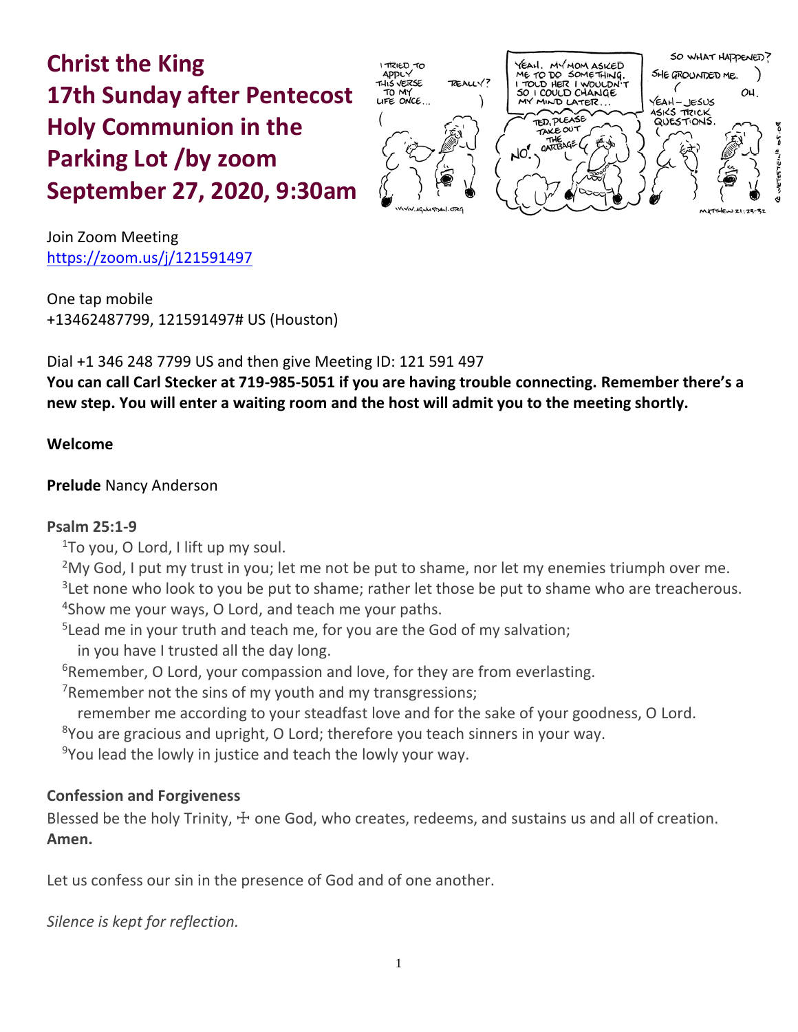# Christ the King
# 17th Sunday after Pentecost
# Holy Communion in the Parking Lot /by zoom
# September 27, 2020, 9:30am

Join Zoom Meeting
https://zoom.us/j/121591497

One tap mobile
+13462487799, 121591497# US (Houston)

Dial +1 346 248 7799 US and then give Meeting ID: 121 591 497
**You can call Carl Stecker at 719-985-5051 if you are having trouble connecting. Remember there's a new step. You will enter a waiting room and the host will admit you to the meeting shortly.**

**Welcome**

**Prelude** Nancy Anderson

**Psalm 25:1-9**

1 To you, O Lord, I lift up my soul.
2 My God, I put my trust in you; let me not be put to shame, nor let my enemies triumph over me.
3 Let none who look to you be put to shame; rather let those be put to shame who are treacherous.
4 Show me your ways, O Lord, and teach me your paths.
5 Lead me in your truth and teach me, for you are the God of my salvation;
  in you have I trusted all the day long.
6 Remember, O Lord, your compassion and love, for they are from everlasting.
7 Remember not the sins of my youth and my transgressions;
  remember me according to your steadfast love and for the sake of your goodness, O Lord.
8 You are gracious and upright, O Lord; therefore you teach sinners in your way.
9 You lead the lowly in justice and teach the lowly your way.

**Confession and Forgiveness**

Blessed be the holy Trinity, ☩ one God, who creates, redeems, and sustains us and all of creation.
**Amen.**

Let us confess our sin in the presence of God and of one another.

*Silence is kept for reflection.*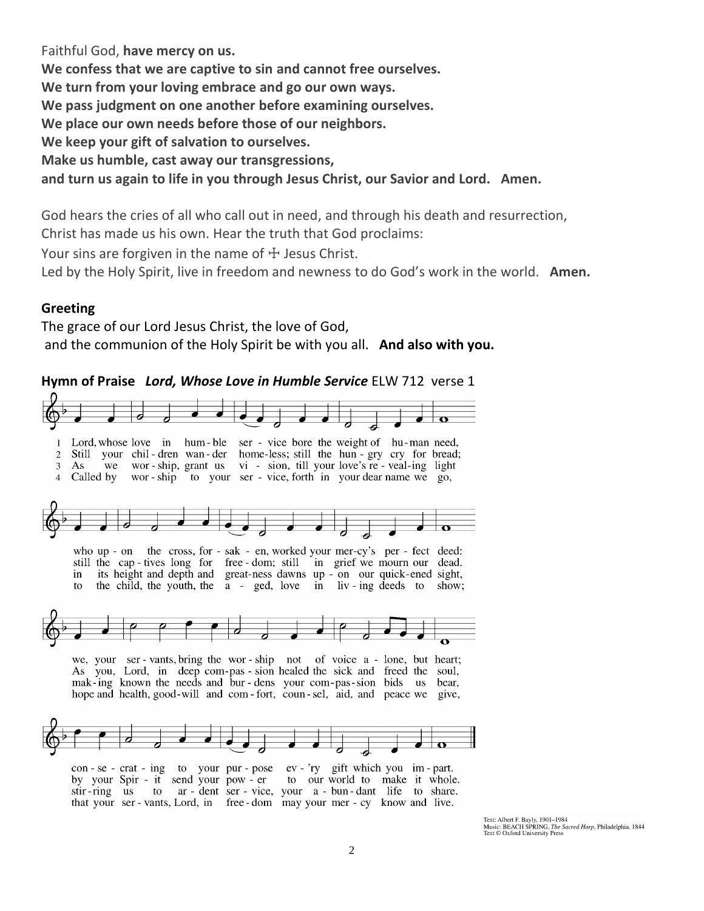Faithful God, **have mercy on us.**
**We confess that we are captive to sin and cannot free ourselves.**
**We turn from your loving embrace and go our own ways.**
**We pass judgment on one another before examining ourselves.**
**We place our own needs before those of our neighbors.**
**We keep your gift of salvation to ourselves.**
**Make us humble, cast away our transgressions,**
**and turn us again to life in you through Jesus Christ, our Savior and Lord. Amen.**

God hears the cries of all who call out in need, and through his death and resurrection, Christ has made us his own. Hear the truth that God proclaims:
Your sins are forgiven in the name of ☩ Jesus Christ.
Led by the Holy Spirit, live in freedom and newness to do God's work in the world. **Amen.**

**Greeting**
The grace of our Lord Jesus Christ, the love of God,
and the communion of the Holy Spirit be with you all. **And also with you.**

**Hymn of Praise** ***Lord, Whose Love in Humble Service*** ELW 712 verse 1

1 Lord, whose love in humble service bore the weight of human need, who upon the cross, forsaken, worked your mercy's perfect deed: we, your servants, bring the worship not of voice alone, but heart; consecrating to your purpose ev'ry gift which you impart.

2 Still your children wander homeless; still the hungry cry for bread; still the captives long for freedom; still in grief we mourn our dead. As you, Lord, in deep compassion healed the sick and freed the soul, by your Spirit send your power to our world to make it whole.

3 As we worship, grant us vision, till your love's revealing light in its height and depth and greatness dawns upon our quickened sight, making known the needs and burdens your compassion bids us bear, stirring us to ardent service, your abundant life to share.

4 Called by worship to your service, forth in your dear name we go, to the child, the youth, the aged, love in living deeds to show; hope and health, good-will and comfort, counsel, aid, and peace we give, that your servants, Lord, in freedom may your mercy know and live.

Text: Albert F. Bayly, 1901–1984
Music: BEACH SPRING, *The Sacred Harp*, Philadelphia, 1844
Text © Oxford University Press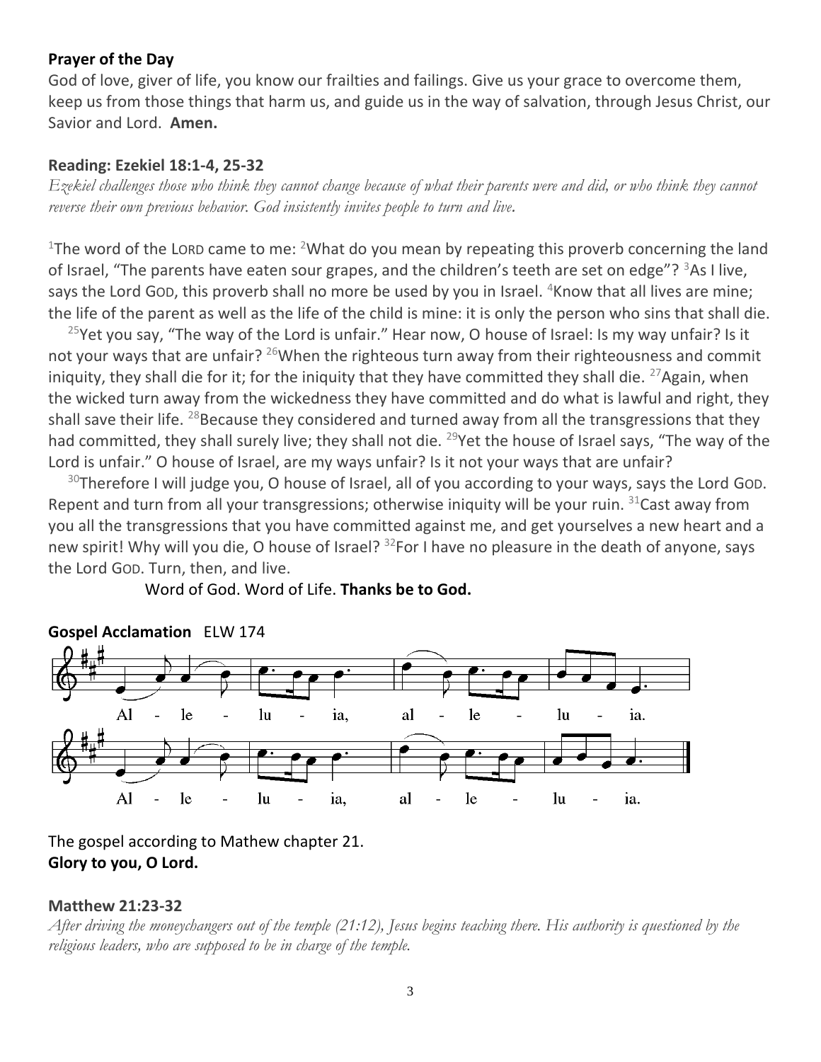**Prayer of the Day**

God of love, giver of life, you know our frailties and failings. Give us your grace to overcome them, keep us from those things that harm us, and guide us in the way of salvation, through Jesus Christ, our Savior and Lord. **Amen.**

**Reading: Ezekiel 18:1-4, 25-32**

*Ezekiel challenges those who think they cannot change because of what their parents were and did, or who think they cannot reverse their own previous behavior. God insistently invites people to turn and live.*

[1]The word of the LORD came to me: [2]What do you mean by repeating this proverb concerning the land of Israel, "The parents have eaten sour grapes, and the children's teeth are set on edge"? [3]As I live, says the Lord GOD, this proverb shall no more be used by you in Israel. [4]Know that all lives are mine; the life of the parent as well as the life of the child is mine: it is only the person who sins that shall die.

[25]Yet you say, "The way of the Lord is unfair." Hear now, O house of Israel: Is my way unfair? Is it not your ways that are unfair? [26]When the righteous turn away from their righteousness and commit iniquity, they shall die for it; for the iniquity that they have committed they shall die. [27]Again, when the wicked turn away from the wickedness they have committed and do what is lawful and right, they shall save their life. [28]Because they considered and turned away from all the transgressions that they had committed, they shall surely live; they shall not die. [29]Yet the house of Israel says, "The way of the Lord is unfair." O house of Israel, are my ways unfair? Is it not your ways that are unfair?

[30]Therefore I will judge you, O house of Israel, all of you according to your ways, says the Lord GOD. Repent and turn from all your transgressions; otherwise iniquity will be your ruin. [31]Cast away from you all the transgressions that you have committed against me, and get yourselves a new heart and a new spirit! Why will you die, O house of Israel? [32]For I have no pleasure in the death of anyone, says the Lord GOD. Turn, then, and live.

Word of God. Word of Life. **Thanks be to God.**

**Gospel Acclamation** ELW 174

Al - le - lu - ia, al - le - lu - ia.

Al - le - lu - ia, al - le - lu - ia.

The gospel according to Mathew chapter 21.
**Glory to you, O Lord.**

**Matthew 21:23-32**

*After driving the moneychangers out of the temple (21:12), Jesus begins teaching there. His authority is questioned by the religious leaders, who are supposed to be in charge of the temple.*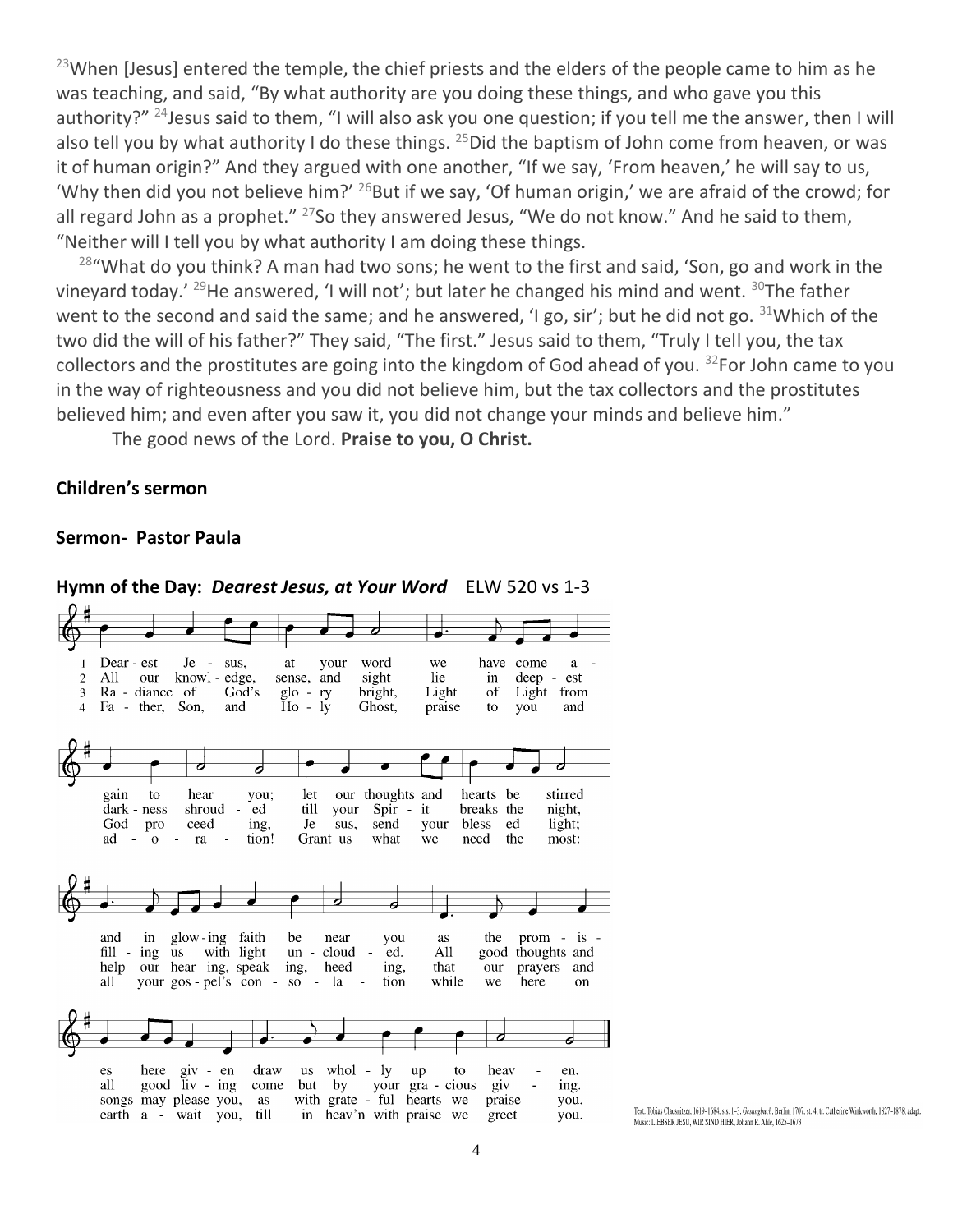[23]When [Jesus] entered the temple, the chief priests and the elders of the people came to him as he was teaching, and said, "By what authority are you doing these things, and who gave you this authority?" [24]Jesus said to them, "I will also ask you one question; if you tell me the answer, then I will also tell you by what authority I do these things. [25]Did the baptism of John come from heaven, or was it of human origin?" And they argued with one another, "If we say, 'From heaven,' he will say to us, 'Why then did you not believe him?' [26]But if we say, 'Of human origin,' we are afraid of the crowd; for all regard John as a prophet." [27]So they answered Jesus, "We do not know." And he said to them, "Neither will I tell you by what authority I am doing these things.

[28]"What do you think? A man had two sons; he went to the first and said, 'Son, go and work in the vineyard today.' [29]He answered, 'I will not'; but later he changed his mind and went. [30]The father went to the second and said the same; and he answered, 'I go, sir'; but he did not go. [31]Which of the two did the will of his father?" They said, "The first." Jesus said to them, "Truly I tell you, the tax collectors and the prostitutes are going into the kingdom of God ahead of you. [32]For John came to you in the way of righteousness and you did not believe him, but the tax collectors and the prostitutes believed him; and even after you saw it, you did not change your minds and believe him."

The good news of the Lord. **Praise to you, O Christ.**

**Children's sermon**

**Sermon- Pastor Paula**

**Hymn of the Day: *Dearest Jesus, at Your Word*** ELW 520 vs 1-3

1 Dearest Jesus, at your word we have come again to hear you; let our thoughts and hearts be stirred and in glowing faith be near you as the promises here given draw us wholly up to heaven.

2 All our knowledge, sense, and sight lie in deepest darkness shrouded till your Spirit breaks the night, filling us with light unclouded. All good thoughts and all good living come but by your gracious giving.

3 Radiance of God's glory bright, Light of Light from God proceeding, Jesus, send your blessed light; help our hearing, speaking, heeding, that our prayers and songs may please you, as with grateful hearts we praise you.

4 Father, Son, and Holy Ghost, praise to you and adoration! Grant us what we need the most: all your gospel's consolation while we here on earth await you, till in heav'n with praise we greet you.

Text: Tobias Clausnitzer, 1619–1684, sts. 1–3; Gesangbuch, Berlin, 1707, st. 4; tr. Catherine Winkworth, 1827–1878, adapt.
Music: LIEBSTER JESU, WIR SIND HIER, Johann R. Ahle, 1625–1673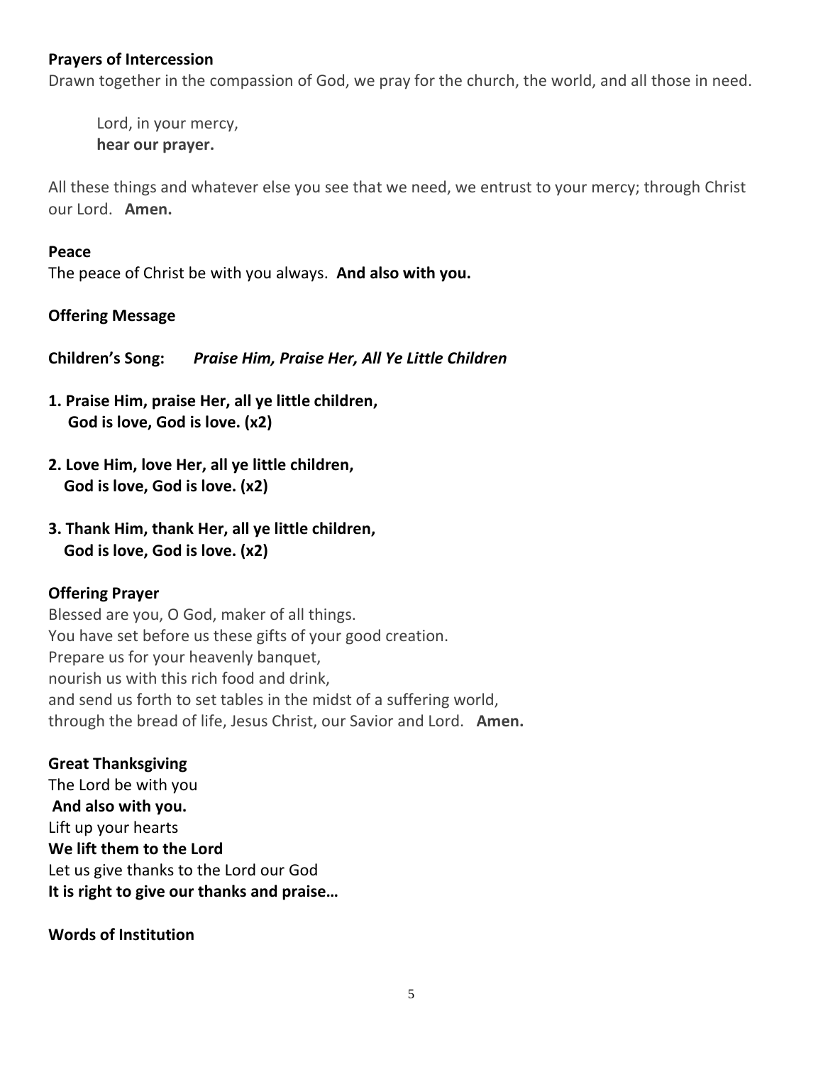**Prayers of Intercession**

Drawn together in the compassion of God, we pray for the church, the world, and all those in need.

> Lord, in your mercy,
> **hear our prayer.**

All these things and whatever else you see that we need, we entrust to your mercy; through Christ our Lord. **Amen.**

**Peace**

The peace of Christ be with you always. **And also with you.**

**Offering Message**

**Children's Song:** ***Praise Him, Praise Her, All Ye Little Children***

**1. Praise Him, praise Her, all ye little children,**
**God is love, God is love. (x2)**

**2. Love Him, love Her, all ye little children,**
**God is love, God is love. (x2)**

**3. Thank Him, thank Her, all ye little children,**
**God is love, God is love. (x2)**

**Offering Prayer**

Blessed are you, O God, maker of all things.
You have set before us these gifts of your good creation.
Prepare us for your heavenly banquet,
nourish us with this rich food and drink,
and send us forth to set tables in the midst of a suffering world,
through the bread of life, Jesus Christ, our Savior and Lord. **Amen.**

**Great Thanksgiving**

The Lord be with you
**And also with you.**
Lift up your hearts
**We lift them to the Lord**
Let us give thanks to the Lord our God
**It is right to give our thanks and praise…**

**Words of Institution**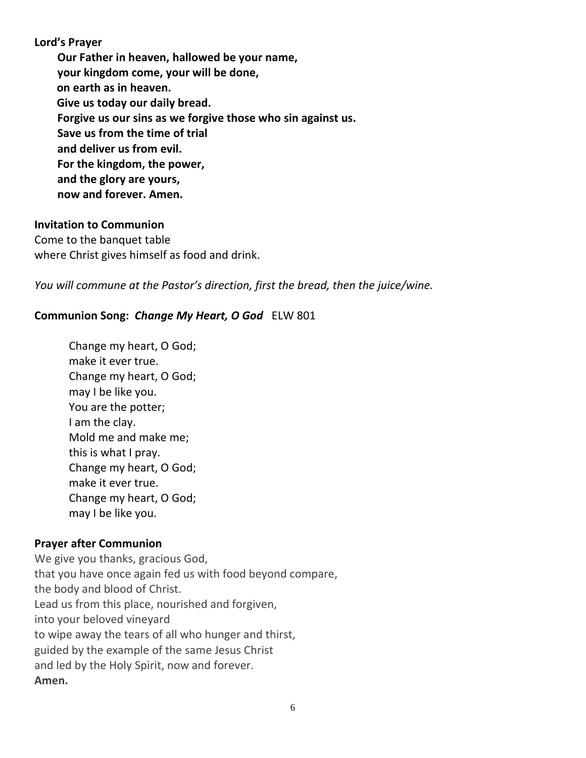**Lord's Prayer**

**Our Father in heaven, hallowed be your name,**
**your kingdom come, your will be done,**
**on earth as in heaven.**
**Give us today our daily bread.**
**Forgive us our sins as we forgive those who sin against us.**
**Save us from the time of trial**
**and deliver us from evil.**
**For the kingdom, the power,**
**and the glory are yours,**
**now and forever. Amen.**

**Invitation to Communion**

Come to the banquet table
where Christ gives himself as food and drink.

*You will commune at the Pastor's direction, first the bread, then the juice/wine.*

**Communion Song:** ***Change My Heart, O God*** ELW 801

Change my heart, O God;
make it ever true.
Change my heart, O God;
may I be like you.
You are the potter;
I am the clay.
Mold me and make me;
this is what I pray.
Change my heart, O God;
make it ever true.
Change my heart, O God;
may I be like you.

**Prayer after Communion**

We give you thanks, gracious God,
that you have once again fed us with food beyond compare,
the body and blood of Christ.
Lead us from this place, nourished and forgiven,
into your beloved vineyard
to wipe away the tears of all who hunger and thirst,
guided by the example of the same Jesus Christ
and led by the Holy Spirit, now and forever.
**Amen.**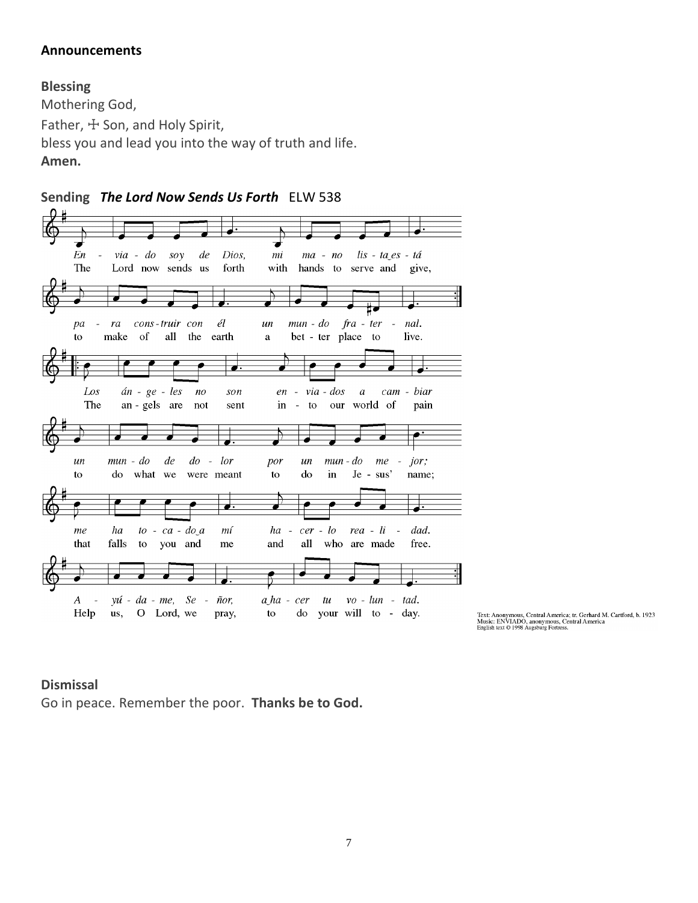**Announcements**

**Blessing**

Mothering God,
Father, ☩ Son, and Holy Spirit,
bless you and lead you into the way of truth and life.
**Amen.**

**Sending** ***The Lord Now Sends Us Forth*** ELW 538

En - via - do soy de Dios, mi ma - no lis - ta es - tá
The Lord now sends us forth with hands to serve and give,

pa - ra cons - truir con él un mun - do fra - ter - nal.
to make of all the earth a bet - ter place to live.

Los án - ge - les no son en - via - dos a cam - biar
The an - gels are not sent in - to our world of pain

un mun - do de do - lor por un mun - do me - jor;
to do what we were meant to do in Je - sus' name;

me ha to - ca - do a mí ha - cer - lo rea - li - dad.
that falls to you and me and all who are made free.

A - yú - da - me, Se - ñor, a ha - cer tu vo - lun - tad.
Help us, O Lord, we pray, to do your will to - day.

Text: Anonymous, Central America; tr. Gerhard M. Cartford, b. 1923
Music: ENVIADO, anonymous, Central America
English text © 1998 Augsburg Fortress.

**Dismissal**

Go in peace. Remember the poor. **Thanks be to God.**